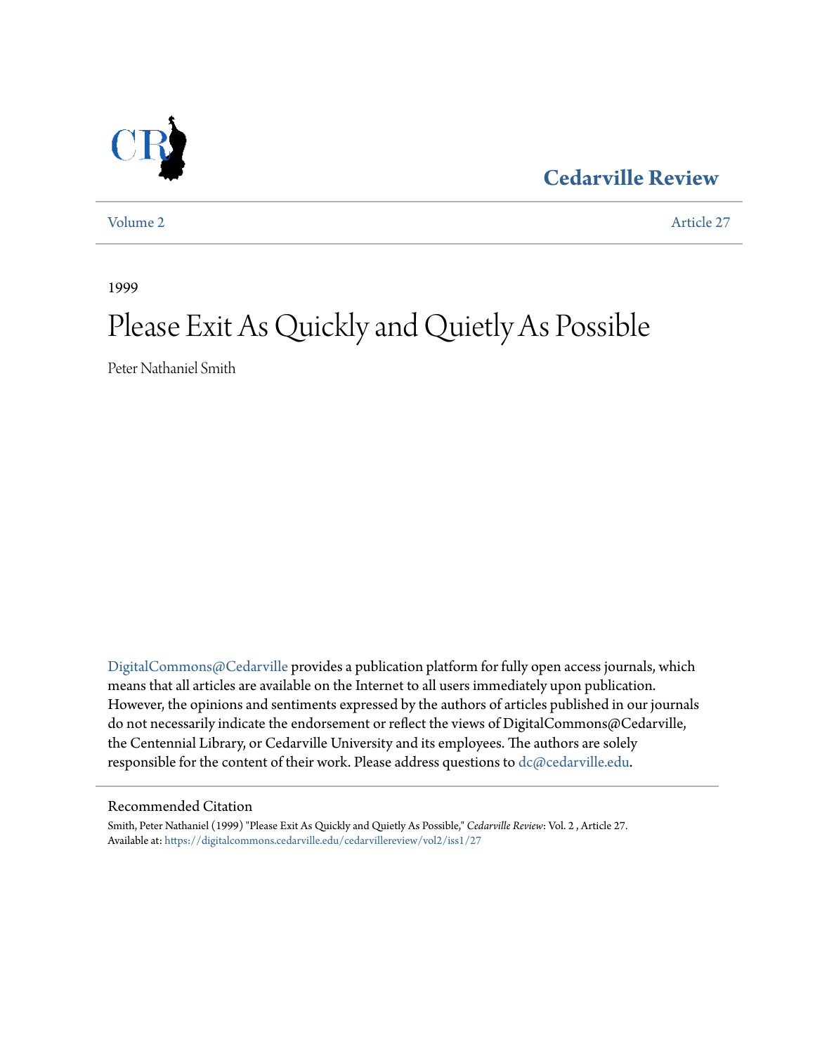Cedarville Review

Volume 2 | Article 27

1999

# Please Exit As Quickly and Quietly As Possible

Peter Nathaniel Smith

DigitalCommons@Cedarville provides a publication platform for fully open access journals, which means that all articles are available on the Internet to all users immediately upon publication. However, the opinions and sentiments expressed by the authors of articles published in our journals do not necessarily indicate the endorsement or reflect the views of DigitalCommons@Cedarville, the Centennial Library, or Cedarville University and its employees. The authors are solely responsible for the content of their work. Please address questions to dc@cedarville.edu.

## Recommended Citation

Smith, Peter Nathaniel (1999) "Please Exit As Quickly and Quietly As Possible," *Cedarville Review*: Vol. 2 , Article 27.
Available at: https://digitalcommons.cedarville.edu/cedarvillereview/vol2/iss1/27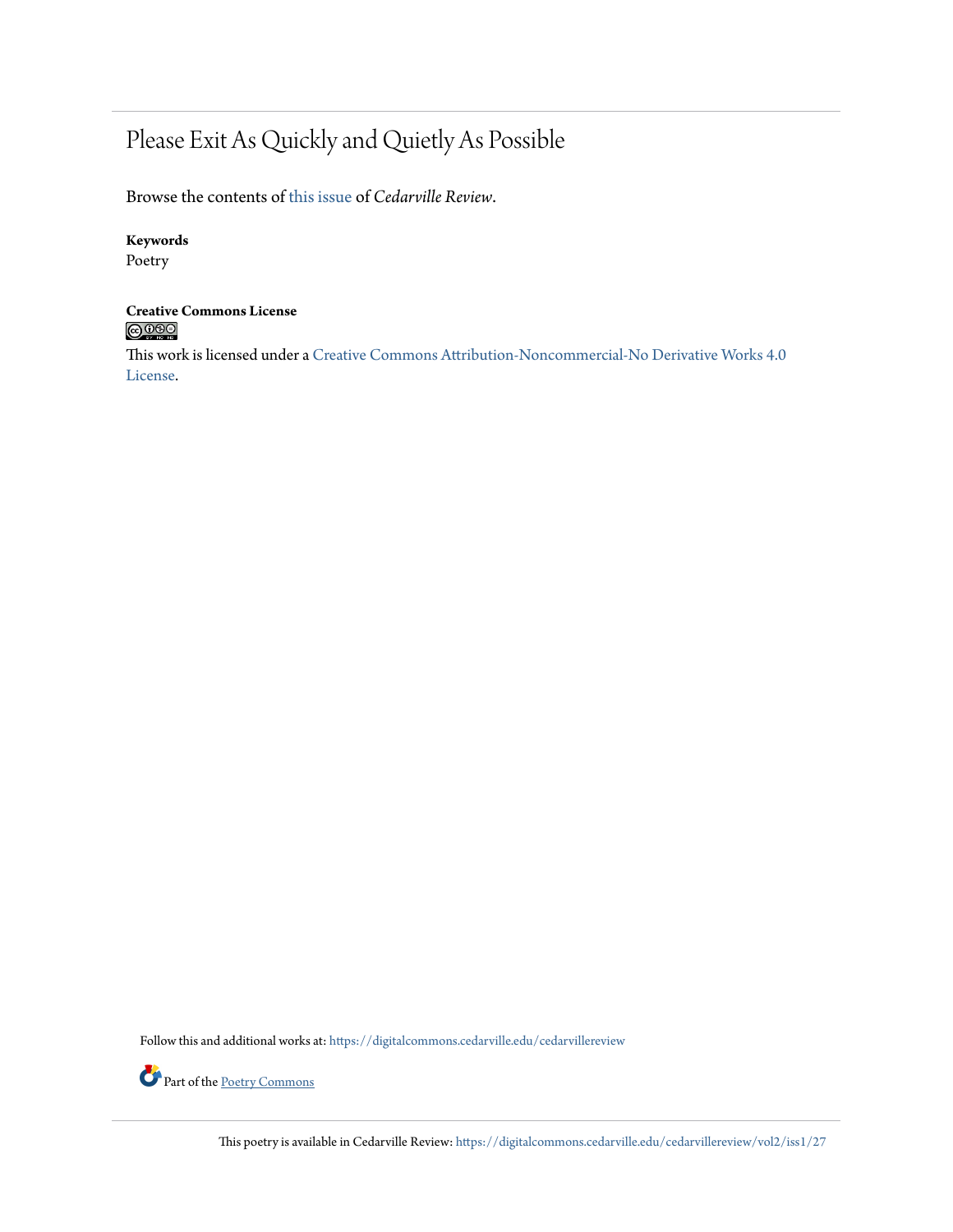# Please Exit As Quickly and Quietly As Possible

Browse the contents of this issue of *Cedarville Review*.

**Keywords**
Poetry

**Creative Commons License**

This work is licensed under a Creative Commons Attribution-Noncommercial-No Derivative Works 4.0 License.

Follow this and additional works at: https://digitalcommons.cedarville.edu/cedarvillereview

Part of the Poetry Commons

This poetry is available in Cedarville Review: https://digitalcommons.cedarville.edu/cedarvillereview/vol2/iss1/27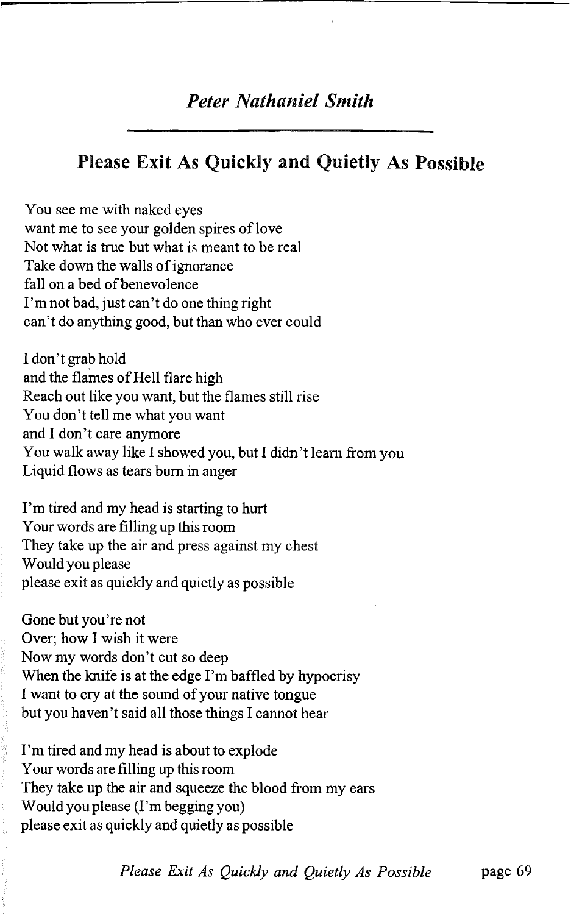*Peter Nathaniel Smith*

## Please Exit As Quickly and Quietly As Possible

You see me with naked eyes
want me to see your golden spires of love
Not what is true but what is meant to be real
Take down the walls of ignorance
fall on a bed of benevolence
I'm not bad, just can't do one thing right
can't do anything good, but than who ever could

I don't grab hold
and the flames of Hell flare high
Reach out like you want, but the flames still rise
You don't tell me what you want
and I don't care anymore
You walk away like I showed you, but I didn't learn from you
Liquid flows as tears burn in anger

I'm tired and my head is starting to hurt
Your words are filling up this room
They take up the air and press against my chest
Would you please
please exit as quickly and quietly as possible

Gone but you're not
Over; how I wish it were
Now my words don't cut so deep
When the knife is at the edge I'm baffled by hypocrisy
I want to cry at the sound of your native tongue
but you haven't said all those things I cannot hear

I'm tired and my head is about to explode
Your words are filling up this room
They take up the air and squeeze the blood from my ears
Would you please (I'm begging you)
please exit as quickly and quietly as possible